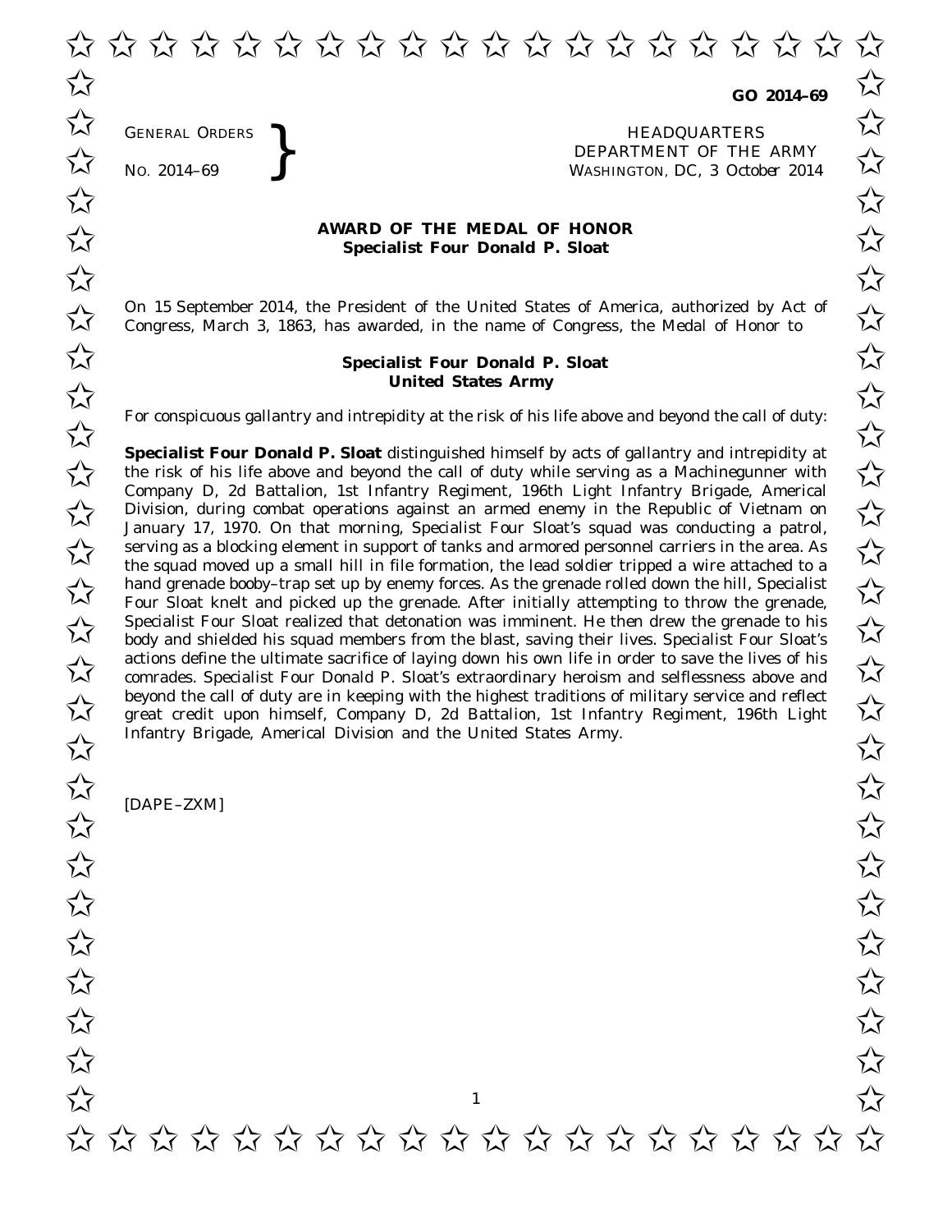**GO 2014–69**

GENERAL ORDERS
No. 2014–69

HEADQUARTERS
DEPARTMENT OF THE ARMY
WASHINGTON, DC, 3 October 2014

## AWARD OF THE MEDAL OF HONOR
### Specialist Four Donald P. Sloat

On 15 September 2014, the President of the United States of America, authorized by Act of Congress, March 3, 1863, has awarded, in the name of Congress, the Medal of Honor to

**Specialist Four Donald P. Sloat**
**United States Army**

For conspicuous gallantry and intrepidity at the risk of his life above and beyond the call of duty:

**Specialist Four Donald P. Sloat** distinguished himself by acts of gallantry and intrepidity at the risk of his life above and beyond the call of duty while serving as a Machinegunner with Company D, 2d Battalion, 1st Infantry Regiment, 196th Light Infantry Brigade, Americal Division, during combat operations against an armed enemy in the Republic of Vietnam on January 17, 1970. On that morning, Specialist Four Sloat's squad was conducting a patrol, serving as a blocking element in support of tanks and armored personnel carriers in the area. As the squad moved up a small hill in file formation, the lead soldier tripped a wire attached to a hand grenade booby–trap set up by enemy forces. As the grenade rolled down the hill, Specialist Four Sloat knelt and picked up the grenade. After initially attempting to throw the grenade, Specialist Four Sloat realized that detonation was imminent. He then drew the grenade to his body and shielded his squad members from the blast, saving their lives. Specialist Four Sloat's actions define the ultimate sacrifice of laying down his own life in order to save the lives of his comrades. Specialist Four Donald P. Sloat's extraordinary heroism and selflessness above and beyond the call of duty are in keeping with the highest traditions of military service and reflect great credit upon himself, Company D, 2d Battalion, 1st Infantry Regiment, 196th Light Infantry Brigade, Americal Division and the United States Army.

[DAPE–ZXM]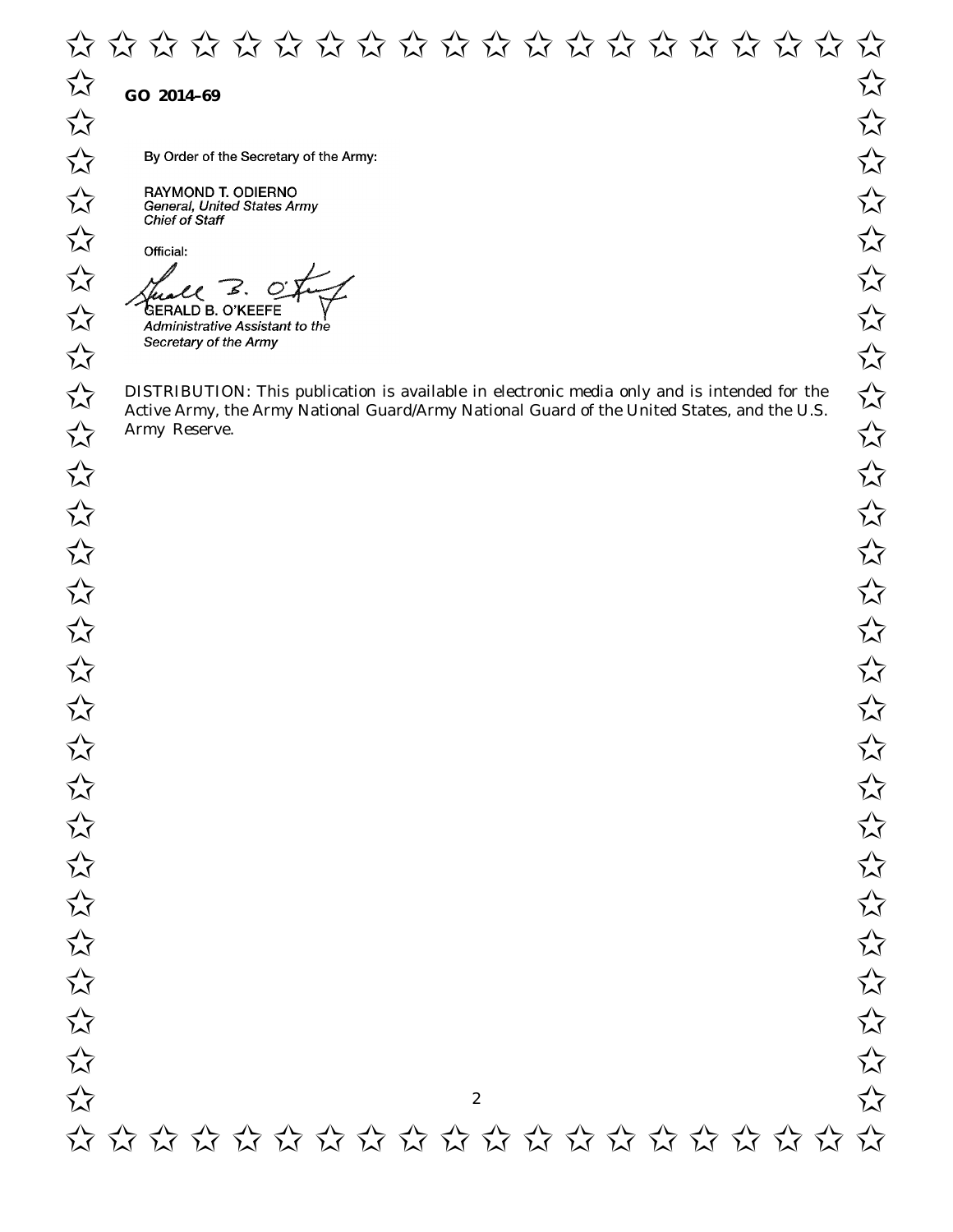**GO 2014–69**

By Order of the Secretary of the Army:

RAYMOND T. ODIERNO
*General, United States Army*
*Chief of Staff*

Official:

GERALD B. O'KEEFE
*Administrative Assistant to the*
*Secretary of the Army*

DISTRIBUTION: This publication is available in electronic media only and is intended for the Active Army, the Army National Guard/Army National Guard of the United States, and the U.S. Army Reserve.